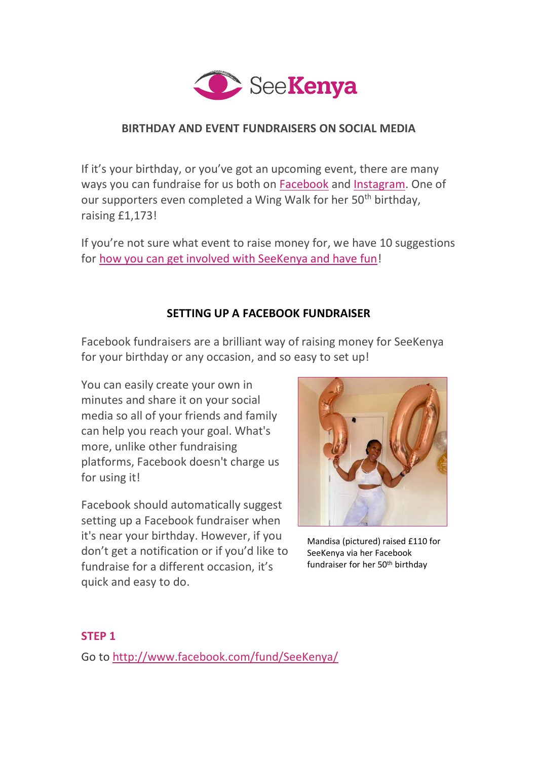# SeeKenya

## BIRTHDAY AND EVENT FUNDRAISERS ON SOCIAL MEDIA

If it's your birthday, or you've got an upcoming event, there are many ways you can fundraise for us both on Facebook and Instagram. One of our supporters even completed a Wing Walk for her 50th birthday, raising £1,173!

If you're not sure what event to raise money for, we have 10 suggestions for how you can get involved with SeeKenya and have fun!

## SETTING UP A FACEBOOK FUNDRAISER

Facebook fundraisers are a brilliant way of raising money for SeeKenya for your birthday or any occasion, and so easy to set up!

You can easily create your own in minutes and share it on your social media so all of your friends and family can help you reach your goal. What's more, unlike other fundraising platforms, Facebook doesn't charge us for using it!

Facebook should automatically suggest setting up a Facebook fundraiser when it's near your birthday. However, if you don't get a notification or if you'd like to fundraise for a different occasion, it's quick and easy to do.

Mandisa (pictured) raised £110 for SeeKenya via her Facebook fundraiser for her 50th birthday

### STEP 1

Go to http://www.facebook.com/fund/SeeKenya/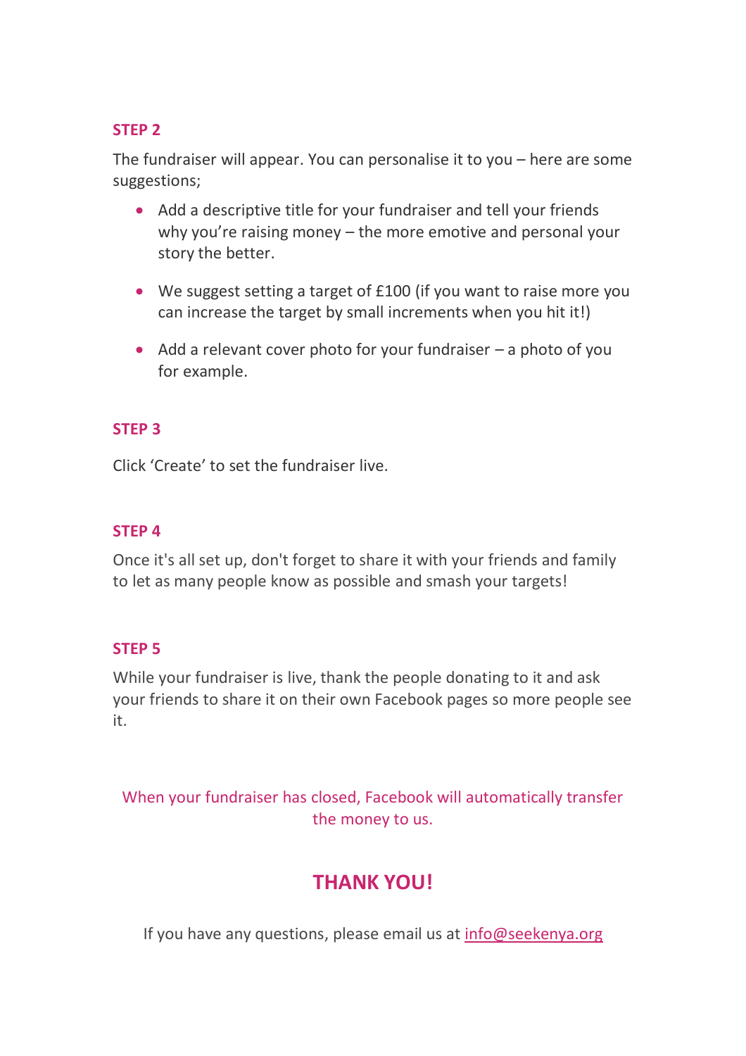### STEP 2

The fundraiser will appear. You can personalise it to you – here are some suggestions;

- Add a descriptive title for your fundraiser and tell your friends why you're raising money – the more emotive and personal your story the better.
- We suggest setting a target of £100 (if you want to raise more you can increase the target by small increments when you hit it!)
- Add a relevant cover photo for your fundraiser – a photo of you for example.

### STEP 3

Click 'Create' to set the fundraiser live.

### STEP 4

Once it's all set up, don't forget to share it with your friends and family to let as many people know as possible and smash your targets!

### STEP 5

While your fundraiser is live, thank the people donating to it and ask your friends to share it on their own Facebook pages so more people see it.

When your fundraiser has closed, Facebook will automatically transfer the money to us.

## THANK YOU!

If you have any questions, please email us at info@seekenya.org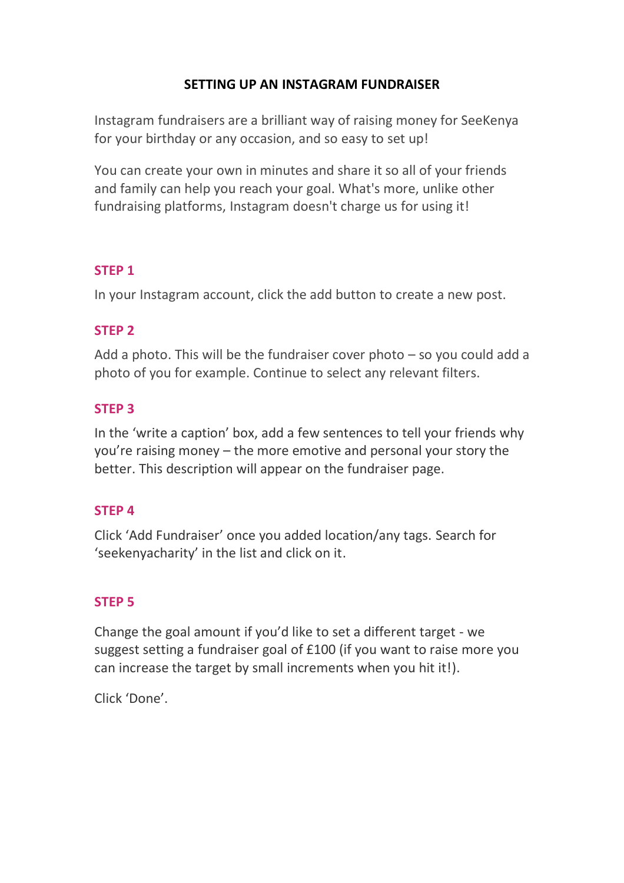# SETTING UP AN INSTAGRAM FUNDRAISER

Instagram fundraisers are a brilliant way of raising money for SeeKenya for your birthday or any occasion, and so easy to set up!

You can create your own in minutes and share it so all of your friends and family can help you reach your goal. What's more, unlike other fundraising platforms, Instagram doesn't charge us for using it!

## STEP 1

In your Instagram account, click the add button to create a new post.

## STEP 2

Add a photo. This will be the fundraiser cover photo – so you could add a photo of you for example. Continue to select any relevant filters.

## STEP 3

In the 'write a caption' box, add a few sentences to tell your friends why you're raising money – the more emotive and personal your story the better. This description will appear on the fundraiser page.

## STEP 4

Click 'Add Fundraiser' once you added location/any tags. Search for 'seekenyacharity' in the list and click on it.

## STEP 5

Change the goal amount if you'd like to set a different target - we suggest setting a fundraiser goal of £100 (if you want to raise more you can increase the target by small increments when you hit it!).

Click 'Done'.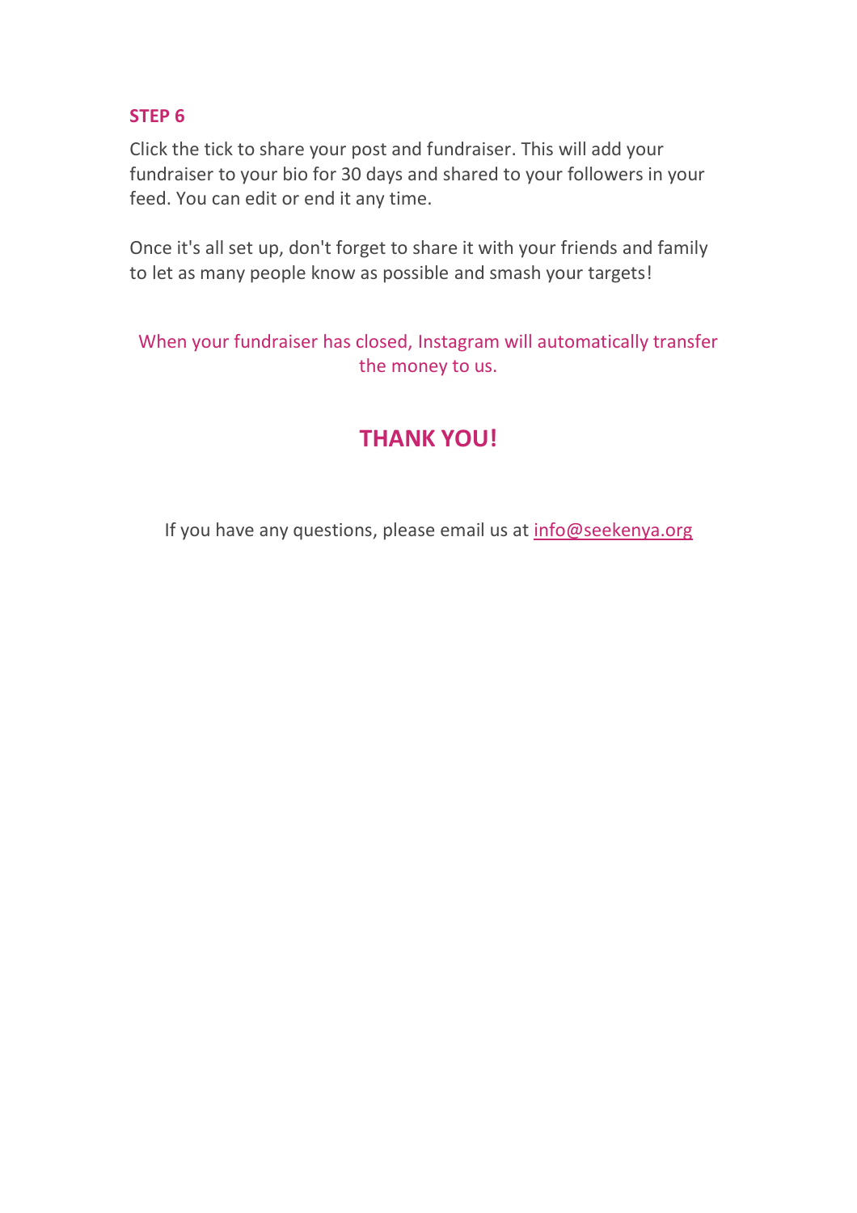### STEP 6

Click the tick to share your post and fundraiser. This will add your fundraiser to your bio for 30 days and shared to your followers in your feed. You can edit or end it any time.

Once it's all set up, don't forget to share it with your friends and family to let as many people know as possible and smash your targets!

When your fundraiser has closed, Instagram will automatically transfer the money to us.

## THANK YOU!

If you have any questions, please email us at info@seekenya.org